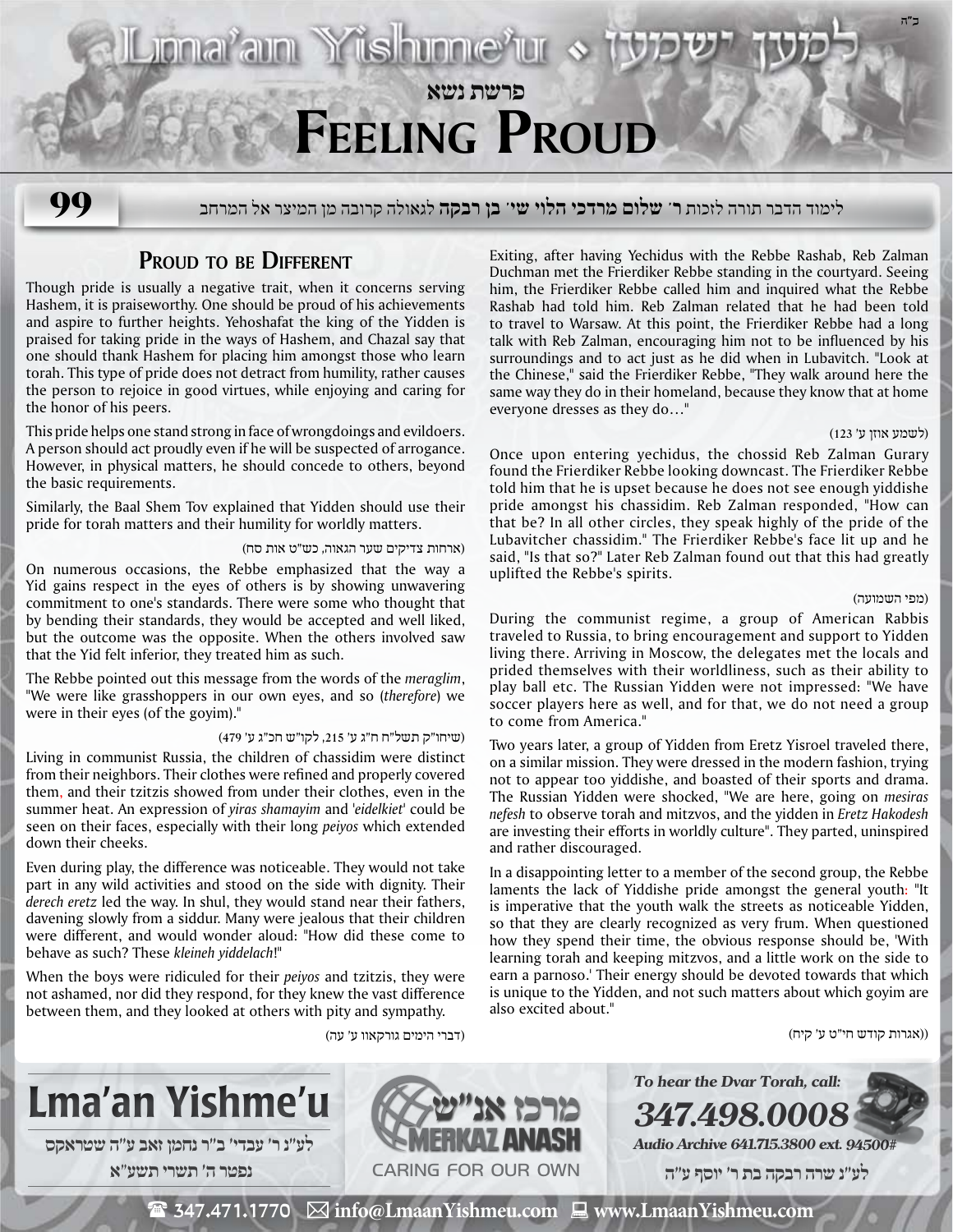# פרשת נשא

# Feeling Proud

לימוד הדבר תורה לזכות **ר' שלום מרדכי הלוי שי' בן רבקה** לגאולה קרובה מן המיצר אל המרחב

## Proud to be Different

Though pride is usually a negative trait, when it concerns serving Hashem, it is praiseworthy. One should be proud of his achievements and aspire to further heights. Yehoshafat the king of the Yidden is praised for taking pride in the ways of Hashem, and Chazal say that one should thank Hashem for placing him amongst those who learn torah. This type of pride does not detract from humility, rather causes the person to rejoice in good virtues, while enjoying and caring for the honor of his peers.

This pride helps one stand strong in face of wrongdoings and evildoers. A person should act proudly even if he will be suspected of arrogance. However, in physical matters, he should concede to others, beyond the basic requirements.

Similarly, the Baal Shem Tov explained that Yidden should use their pride for torah matters and their humility for worldly matters.

(ארחות צדיקים שער הגאוה, כש"ט אות סח)

On numerous occasions, the Rebbe emphasized that the way a Yid gains respect in the eyes of others is by showing unwavering commitment to one's standards. There were some who thought that by bending their standards, they would be accepted and well liked, but the outcome was the opposite. When the others involved saw that the Yid felt inferior, they treated him as such.

The Rebbe pointed out this message from the words of the *meraglim*, "We were like grasshoppers in our own eyes, and so (*therefore*) we were in their eyes (of the goyim)."

(שיחו"ק תשל"ח ח"ג ע' 215, לקו"ש חכ"ג ע' 479)

Living in communist Russia, the children of chassidim were distinct from their neighbors. Their clothes were refined and properly covered them, and their tzitzis showed from under their clothes, even in the summer heat. An expression of *yiras shamayim* and '*eidelkiet*' could be seen on their faces, especially with their long *peiyos* which extended down their cheeks.

Even during play, the difference was noticeable. They would not take part in any wild activities and stood on the side with dignity. Their *derech eretz* led the way. In shul, they would stand near their fathers, davening slowly from a siddur. Many were jealous that their children were different, and would wonder aloud: "How did these come to behave as such? These *kleineh yiddelach*!"

When the boys were ridiculed for their *peiyos* and tzitzis, they were not ashamed, nor did they respond, for they knew the vast difference between them, and they looked at others with pity and sympathy.

(דברי הימים גורקאוו ע' עה)

Exiting, after having Yechidus with the Rebbe Rashab, Reb Zalman Duchman met the Frierdiker Rebbe standing in the courtyard. Seeing him, the Frierdiker Rebbe called him and inquired what the Rebbe Rashab had told him. Reb Zalman related that he had been told to travel to Warsaw. At this point, the Frierdiker Rebbe had a long talk with Reb Zalman, encouraging him not to be influenced by his surroundings and to act just as he did when in Lubavitch. "Look at the Chinese," said the Frierdiker Rebbe, "They walk around here the same way they do in their homeland, because they know that at home everyone dresses as they do…"

(לשמע אוזן ע' 123)

Once upon entering yechidus, the chossid Reb Zalman Gurary found the Frierdiker Rebbe looking downcast. The Frierdiker Rebbe told him that he is upset because he does not see enough yiddishe pride amongst his chassidim. Reb Zalman responded, "How can that be? In all other circles, they speak highly of the pride of the Lubavitcher chassidim." The Frierdiker Rebbe's face lit up and he said, "Is that so?" Later Reb Zalman found out that this had greatly uplifted the Rebbe's spirits.

(מפי השמועה)

During the communist regime, a group of American Rabbis traveled to Russia, to bring encouragement and support to Yidden living there. Arriving in Moscow, the delegates met the locals and prided themselves with their worldliness, such as their ability to play ball etc. The Russian Yidden were not impressed: "We have soccer players here as well, and for that, we do not need a group to come from America."

Two years later, a group of Yidden from Eretz Yisroel traveled there, on a similar mission. They were dressed in the modern fashion, trying not to appear too yiddishe, and boasted of their sports and drama. The Russian Yidden were shocked, "We are here, going on *mesiras nefesh* to observe torah and mitzvos, and the yidden in *Eretz Hakodesh* are investing their efforts in worldly culture". They parted, uninspired and rather discouraged.

In a disappointing letter to a member of the second group, the Rebbe laments the lack of Yiddishe pride amongst the general youth: "It is imperative that the youth walk the streets as noticeable Yidden, so that they are clearly recognized as very frum. When questioned how they spend their time, the obvious response should be, 'With learning torah and keeping mitzvos, and a little work on the side to earn a parnoso.' Their energy should be devoted towards that which is unique to the Yidden, and not such matters about which goyim are also excited about."

((אגרות קודש חי"ט ע' קיח)

**Lma'an Yishme'u**

לע"נ ר' עבדי' ב"ר נחמן זאב ע"ה שטראקס
נפטר ה' תשרי תשע"א

מרכז אנ"ש
MERKAZ ANASH
CARING FOR OUR OWN

*To hear the Dvar Torah, call:*
***347.498.0008***
*Audio Archive 641.715.3800 ext. 94500#*

לע"נ שרה רבקה בת ר' יוסף ע"ה

347.471.1770 info@LmaanYishmeu.com www.LmaanYishmeu.com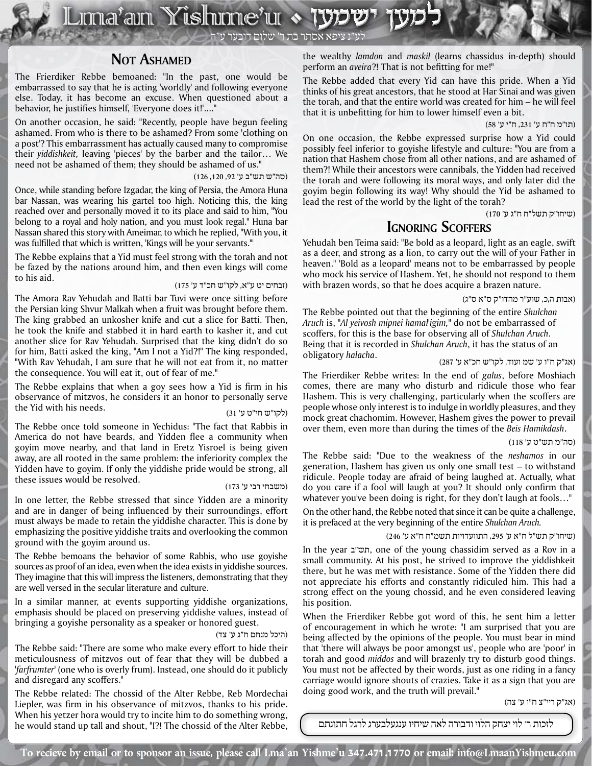## Not Ashamed

The Frierdiker Rebbe bemoaned: "In the past, one would be embarrassed to say that he is acting 'worldly' and following everyone else. Today, it has become an excuse. When questioned about a behavior, he justifies himself, 'Everyone does it!'...."

On another occasion, he said: "Recently, people have begun feeling ashamed. From who is there to be ashamed? From some 'clothing on a post'? This embarrassment has actually caused many to compromise their *yiddishkeit,* leaving 'pieces' by the barber and the tailor… We need not be ashamed of them; they should be ashamed of us."

(סה"ש תש"ב ע' 92, 120, 126)

Once, while standing before Izgadar, the king of Persia, the Amora Huna bar Nassan, was wearing his gartel too high. Noticing this, the king reached over and personally moved it to its place and said to him, "You belong to a royal and holy nation, and you must look regal." Huna bar Nassan shared this story with Ameimar, to which he replied, "With you, it was fulfilled that which is written, 'Kings will be your servants.'"

The Rebbe explains that a Yid must feel strong with the torah and not be fazed by the nations around him, and then even kings will come to his aid.

(זבחים יט ע"א, לקו"ש חכ"ד ע' 175)

The Amora Rav Yehudah and Batti bar Tuvi were once sitting before the Persian king Shvur Malkah when a fruit was brought before them. The king grabbed an unkosher knife and cut a slice for Batti. Then, he took the knife and stabbed it in hard earth to kasher it, and cut another slice for Rav Yehudah. Surprised that the king didn't do so for him, Batti asked the king, "Am I not a Yid?!" The king responded, "With Rav Yehudah, I am sure that he will not eat from it, no matter the consequence. You will eat it, out of fear of me."

The Rebbe explains that when a goy sees how a Yid is firm in his observance of mitzvos, he considers it an honor to personally serve the Yid with his needs.

(לקו"ש חי"ט ע' 31)

The Rebbe once told someone in Yechidus: "The fact that Rabbis in America do not have beards, and Yidden flee a community when goyim move nearby, and that land in Eretz Yisroel is being given away, are all rooted in the same problem: the inferiority complex the Yidden have to goyim. If only the yiddishe pride would be strong, all these issues would be resolved.

(משבחי רבי ע' 173)

In one letter, the Rebbe stressed that since Yidden are a minority and are in danger of being influenced by their surroundings, effort must always be made to retain the yiddishe character. This is done by emphasizing the positive yiddishe traits and overlooking the common ground with the goyim around us.

The Rebbe bemoans the behavior of some Rabbis, who use goyishe sources as proof of an idea, even when the idea exists in yiddishe sources. They imagine that this will impress the listeners, demonstrating that they are well versed in the secular literature and culture.

In a similar manner, at events supporting yiddishe organizations, emphasis should be placed on preserving yiddishe values, instead of bringing a goyishe personality as a speaker or honored guest.

(היכל מנחם ח"ג ע' צד)

The Rebbe said: "There are some who make every effort to hide their meticulousness of mitzvos out of fear that they will be dubbed a '*farfrumter*' (one who is overly frum). Instead, one should do it publicly and disregard any scoffers."

The Rebbe related: The chossid of the Alter Rebbe, Reb Mordechai Liepler, was firm in his observance of mitzvos, thanks to his pride. When his yetzer hora would try to incite him to do something wrong, he would stand up tall and shout, "I?! The chossid of the Alter Rebbe, the wealthy *lamdon* and *maskil* (learns chassidus in-depth) should perform an *aveira*?! That is not befitting for me!"

The Rebbe added that every Yid can have this pride. When a Yid thinks of his great ancestors, that he stood at Har Sinai and was given the torah, and that the entire world was created for him – he will feel that it is unbefitting for him to lower himself even a bit.

(תו"מ ח"ח ע' 231, ח"י ע' 58)

On one occasion, the Rebbe expressed surprise how a Yid could possibly feel inferior to goyishe lifestyle and culture: "You are from a nation that Hashem chose from all other nations, and are ashamed of them?! While their ancestors were cannibals, the Yidden had received the torah and were following its moral ways, and only later did the goyim begin following its way! Why should the Yid be ashamed to lead the rest of the world by the light of the torah?

(שיחו"ק תשל"ח ח"ג ע' 170)

## Ignoring Scoffers

Yehudah ben Teima said: "Be bold as a leopard, light as an eagle, swift as a deer, and strong as a lion, to carry out the will of your Father in heaven." 'Bold as a leopard' means not to be embarrassed by people who mock his service of Hashem. Yet, he should not respond to them with brazen words, so that he does acquire a brazen nature.

(אבות ה,כ, שוע"ר מהדו"ק ס"א ס"ג)

The Rebbe pointed out that the beginning of the entire *Shulchan Aruch* is, "*Al yeivosh mipnei hamal'igim,*" do not be embarrassed of scoffers, for this is the base for observing all of *Shulchan Aruch*. Being that it is recorded in *Shulchan Aruch*, it has the status of an obligatory *halacha*.

(אג"ק ח"ו ע' שמ ועוד, לקו"ש חכ"א ע' 287)

The Frierdiker Rebbe writes: In the end of *galus*, before Moshiach comes, there are many who disturb and ridicule those who fear Hashem. This is very challenging, particularly when the scoffers are people whose only interest is to indulge in worldly pleasures, and they mock great chachomim. However, Hashem gives the power to prevail over them, even more than during the times of the *Beis Hamikdash*.

(סה"מ תש"ט ע' 118)

The Rebbe said: "Due to the weakness of the *neshamos* in our generation, Hashem has given us only one small test – to withstand ridicule. People today are afraid of being laughed at. Actually, what do you care if a fool will laugh at you? It should only confirm that whatever you've been doing is right, for they don't laugh at fools…"

On the other hand, the Rebbe noted that since it can be quite a challenge, it is prefaced at the very beginning of the entire *Shulchan Aruch.*

(שיחו"ק תש"ל ח"א ע' 295, התוועדויות תשמ"ח ח"א ע' 246)

In the year תש"ב, one of the young chassidim served as a Rov in a small community. At his post, he strived to improve the yiddishkeit there, but he was met with resistance. Some of the Yidden there did not appreciate his efforts and constantly ridiculed him. This had a strong effect on the young chossid, and he even considered leaving his position.

When the Frierdiker Rebbe got word of this, he sent him a letter of encouragement in which he wrote: "I am surprised that you are being affected by the opinions of the people. You must bear in mind that 'there will always be poor amongst us', people who are 'poor' in torah and good *middos* and will brazenly try to disturb good things. You must not be affected by their words, just as one riding in a fancy carriage would ignore shouts of crazies. Take it as a sign that you are doing good work, and the truth will prevail."

(אג"ק ריי"צ ח"ו ע' צה)

לזכות ר' לוי יצחק הלוי ודבורה לאה שיחיו ענגלבערג לרגל חתונתם